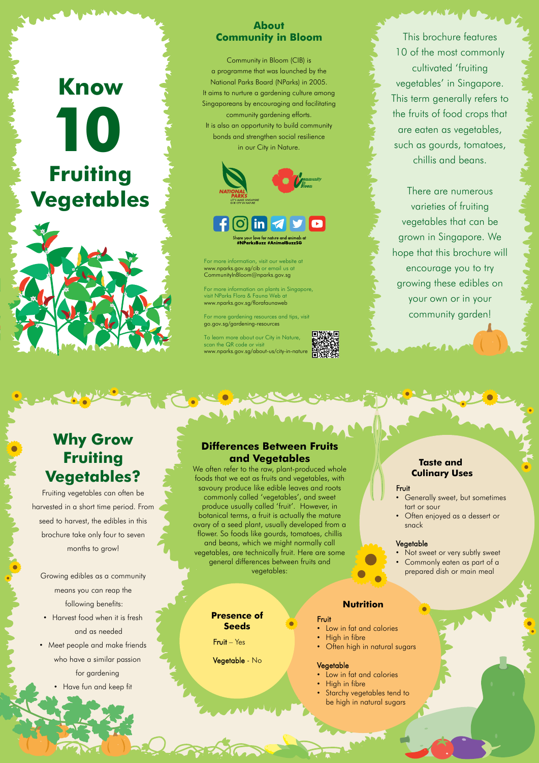# Know 10 Fruiting Vegetables

## About Community in Bloom

Community in Bloom (CIB) is a programme that was launched by the National Parks Board (NParks) in 2005. It aims to nurture a gardening culture among Singaporeans by encouraging and facilitating community gardening efforts. It is also an opportunity to build community bonds and strengthen social resilience in our City in Nature.

Share your love for nature and animals at #NParksBuzz #AnimalBuzzSG

For more information, visit our website at www.nparks.gov.sg/cib or email us at CommunityInBloom@nparks.gov.sg

For more information on plants in Singapore, visit NParks Flora & Fauna Web at www.nparks.gov.sg/florafaunaweb

For more gardening resources and tips, visit go.gov.sg/gardening-resources

To learn more about our City in Nature, scan the QR code or visit www.nparks.gov.sg/about-us/city-in-nature

This brochure features 10 of the most commonly cultivated 'fruiting vegetables' in Singapore. This term generally refers to the fruits of food crops that are eaten as vegetables, such as gourds, tomatoes, chillis and beans.

There are numerous varieties of fruiting vegetables that can be grown in Singapore. We hope that this brochure will encourage you to try growing these edibles on your own or in your community garden!

## Why Grow Fruiting Vegetables?

Fruiting vegetables can often be harvested in a short time period. From seed to harvest, the edibles in this brochure take only four to seven months to grow!

Growing edibles as a community means you can reap the following benefits:

- Harvest food when it is fresh and as needed
- Meet people and make friends who have a similar passion for gardening
- Have fun and keep fit

## Differences Between Fruits and Vegetables

We often refer to the raw, plant-produced whole foods that we eat as fruits and vegetables, with savoury produce like edible leaves and roots commonly called 'vegetables', and sweet produce usually called 'fruit'. However, in botanical terms, a fruit is actually the mature ovary of a seed plant, usually developed from a flower. So foods like gourds, tomatoes, chillis and beans, which we might normally call vegetables, are technically fruit. Here are some general differences between fruits and vegetables:

### Taste and Culinary Uses

**Fruit**
- Generally sweet, but sometimes tart or sour
- Often enjoyed as a dessert or snack

**Vegetable**
- Not sweet or very subtly sweet
- Commonly eaten as part of a prepared dish or main meal

### Presence of Seeds

**Fruit** – Yes

**Vegetable** - No

### Nutrition

**Fruit**
- Low in fat and calories
- High in fibre
- Often high in natural sugars

**Vegetable**
- Low in fat and calories
- High in fibre
- Starchy vegetables tend to be high in natural sugars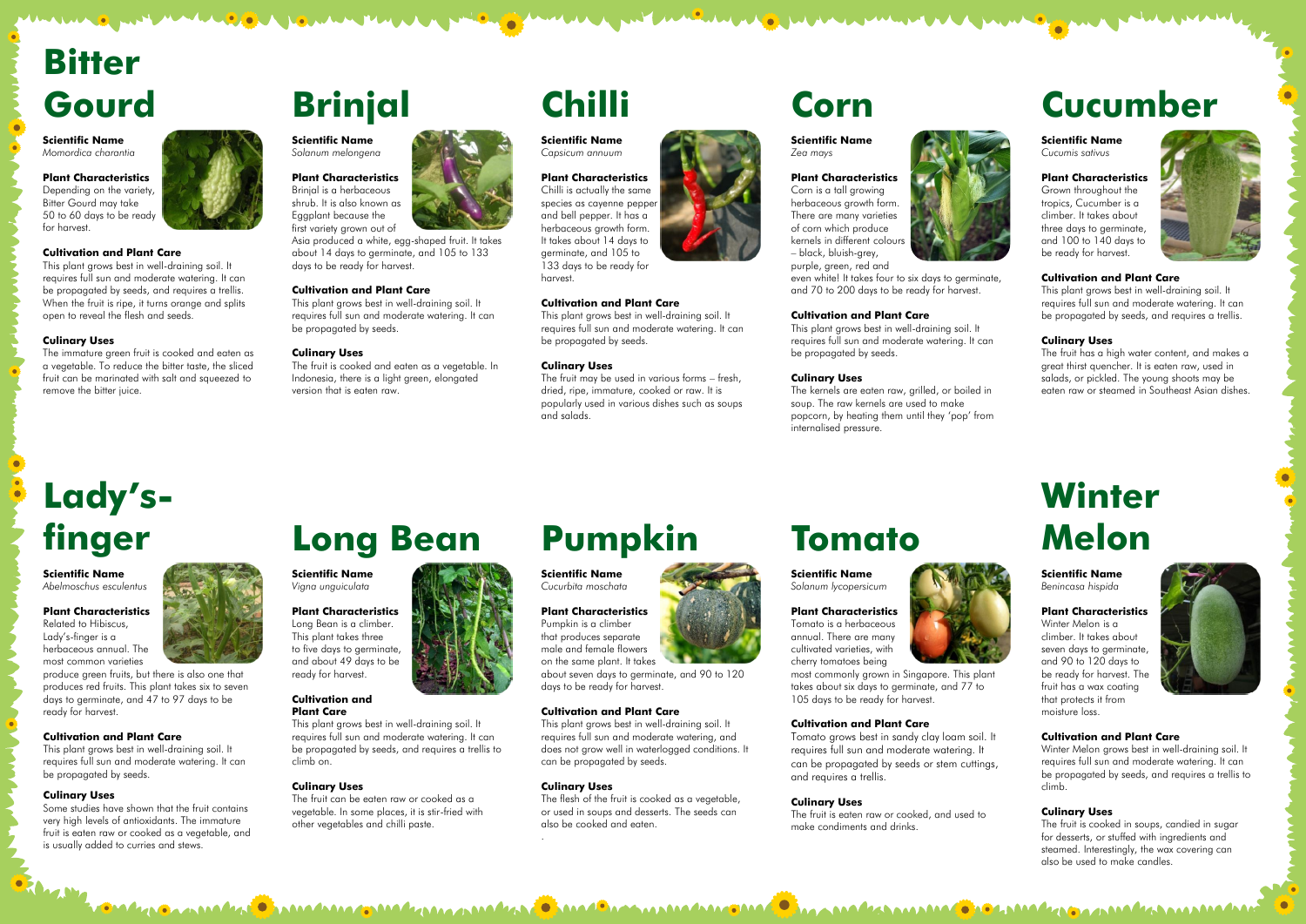# Bitter Gourd

**Scientific Name**
*Momordica charantia*

**Plant Characteristics**
Depending on the variety, Bitter Gourd may take 50 to 60 days to be ready for harvest.

**Cultivation and Plant Care**
This plant grows best in well-draining soil. It requires full sun and moderate watering. It can be propagated by seeds, and requires a trellis. When the fruit is ripe, it turns orange and splits open to reveal the flesh and seeds.

**Culinary Uses**
The immature green fruit is cooked and eaten as a vegetable. To reduce the bitter taste, the sliced fruit can be marinated with salt and squeezed to remove the bitter juice.

# Brinjal

**Scientific Name**
*Solanum melongena*

**Plant Characteristics**
Brinjal is a herbaceous shrub. It is also known as Eggplant because the first variety grown out of Asia produced a white, egg-shaped fruit. It takes about 14 days to germinate, and 105 to 133 days to be ready for harvest.

**Cultivation and Plant Care**
This plant grows best in well-draining soil. It requires full sun and moderate watering. It can be propagated by seeds.

**Culinary Uses**
The fruit is cooked and eaten as a vegetable. In Indonesia, there is a light green, elongated version that is eaten raw.

# Chilli

**Scientific Name**
*Capsicum annuum*

**Plant Characteristics**
Chilli is actually the same species as cayenne pepper and bell pepper. It has a herbaceous growth form. It takes about 14 days to germinate, and 105 to 133 days to be ready for harvest.

**Cultivation and Plant Care**
This plant grows best in well-draining soil. It requires full sun and moderate watering. It can be propagated by seeds.

**Culinary Uses**
The fruit may be used in various forms – fresh, dried, ripe, immature, cooked or raw. It is popularly used in various dishes such as soups and salads.

# Corn

**Scientific Name**
*Zea mays*

**Plant Characteristics**
Corn is a tall growing herbaceous growth form. There are many varieties of corn which produce kernels in different colours – black, bluish-grey, purple, green, red and even white! It takes four to six days to germinate, and 70 to 200 days to be ready for harvest.

**Cultivation and Plant Care**
This plant grows best in well-draining soil. It requires full sun and moderate watering. It can be propagated by seeds.

**Culinary Uses**
The kernels are eaten raw, grilled, or boiled in soup. The raw kernels are used to make popcorn, by heating them until they 'pop' from internalised pressure.

# Cucumber

**Scientific Name**
*Cucumis sativus*

**Plant Characteristics**
Grown throughout the tropics, Cucumber is a climber. It takes about three days to germinate, and 100 to 140 days to be ready for harvest.

**Cultivation and Plant Care**
This plant grows best in well-draining soil. It requires full sun and moderate watering. It can be propagated by seeds, and requires a trellis.

**Culinary Uses**
The fruit has a high water content, and makes a great thirst quencher. It is eaten raw, used in salads, or pickled. The young shoots may be eaten raw or steamed in Southeast Asian dishes.

# Lady's-finger

**Scientific Name**
*Abelmoschus esculentus*

**Plant Characteristics**
Related to Hibiscus, Lady's-finger is a herbaceous annual. The most common varieties produce green fruits, but there is also one that produces red fruits. This plant takes six to seven days to germinate, and 47 to 97 days to be ready for harvest.

**Cultivation and Plant Care**
This plant grows best in well-draining soil. It requires full sun and moderate watering. It can be propagated by seeds.

**Culinary Uses**
Some studies have shown that the fruit contains very high levels of antioxidants. The immature fruit is eaten raw or cooked as a vegetable, and is usually added to curries and stews.

# Long Bean

**Scientific Name**
*Vigna unguiculata*

**Plant Characteristics**
Long Bean is a climber. This plant takes three to five days to germinate, and about 49 days to be ready for harvest.

**Cultivation and Plant Care**
This plant grows best in well-draining soil. It requires full sun and moderate watering. It can be propagated by seeds, and requires a trellis to climb on.

**Culinary Uses**
The fruit can be eaten raw or cooked as a vegetable. In some places, it is stir-fried with other vegetables and chilli paste.

# Pumpkin

**Scientific Name**
*Cucurbita moschata*

**Plant Characteristics**
Pumpkin is a climber that produces separate male and female flowers on the same plant. It takes about seven days to germinate, and 90 to 120 days to be ready for harvest.

**Cultivation and Plant Care**
This plant grows best in well-draining soil. It requires full sun and moderate watering, and does not grow well in waterlogged conditions. It can be propagated by seeds.

**Culinary Uses**
The flesh of the fruit is cooked as a vegetable, or used in soups and desserts. The seeds can also be cooked and eaten.

# Tomato

**Scientific Name**
*Solanum lycopersicum*

**Plant Characteristics**
Tomato is a herbaceous annual. There are many cultivated varieties, with cherry tomatoes being most commonly grown in Singapore. This plant takes about six days to germinate, and 77 to 105 days to be ready for harvest.

**Cultivation and Plant Care**
Tomato grows best in sandy clay loam soil. It requires full sun and moderate watering. It can be propagated by seeds or stem cuttings, and requires a trellis.

**Culinary Uses**
The fruit is eaten raw or cooked, and used to make condiments and drinks.

# Winter Melon

**Scientific Name**
*Benincasa hispida*

**Plant Characteristics**
Winter Melon is a climber. It takes about seven days to germinate, and 90 to 120 days to be ready for harvest. The fruit has a wax coating that protects it from moisture loss.

**Cultivation and Plant Care**
Winter Melon grows best in well-draining soil. It requires full sun and moderate watering. It can be propagated by seeds, and requires a trellis to climb.

**Culinary Uses**
The fruit is cooked in soups, candied in sugar for desserts, or stuffed with ingredients and steamed. Interestingly, the wax covering can also be used to make candles.